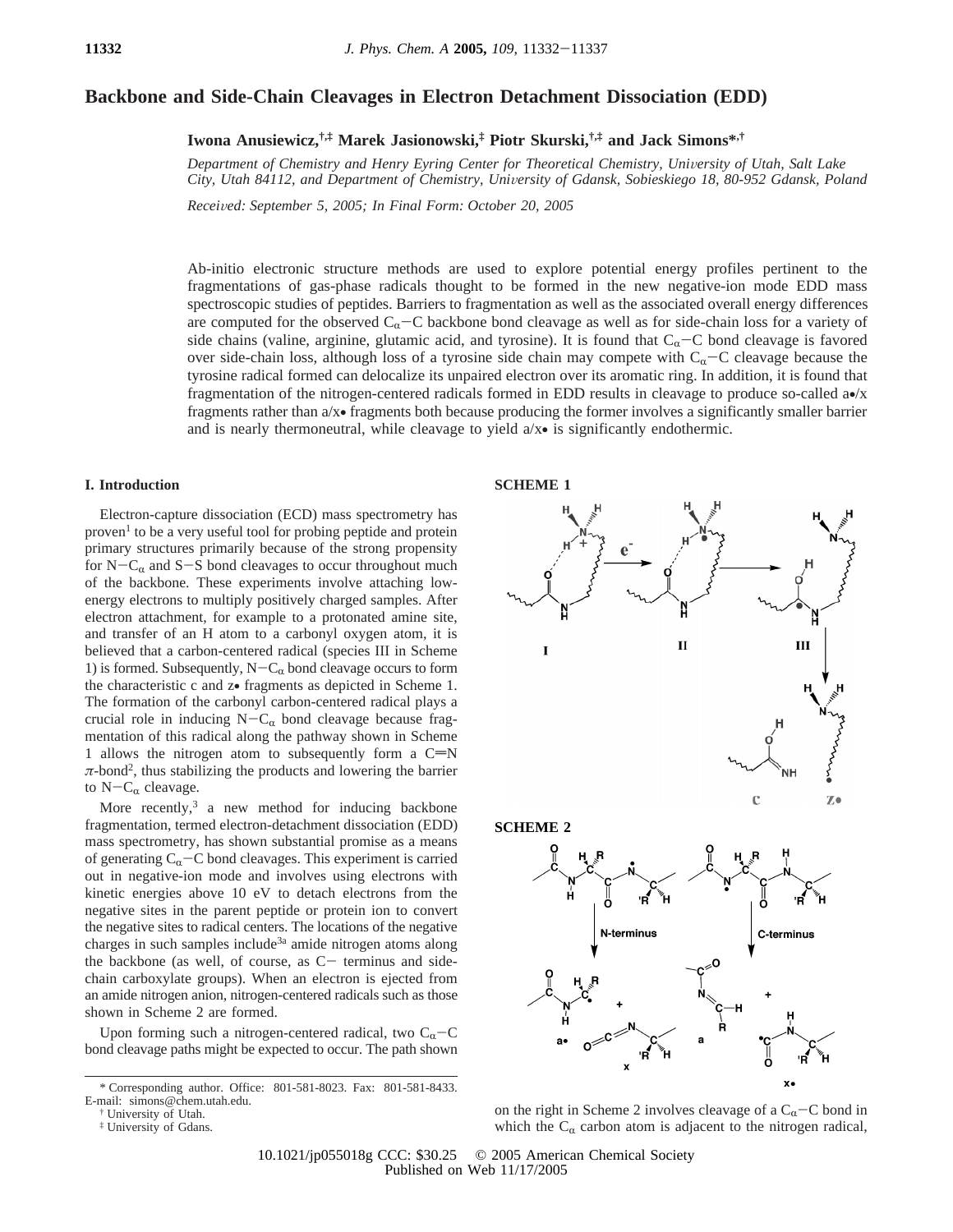# Backbone and Side-Chain Cleavages in Electron Detachment Dissociation (EDD)

**Iwona Anusiewicz,[†,‡] Marek Jasionowski,[‡] Piotr Skurski,[†,‡] and Jack Simons*,[†]**

*Department of Chemistry and Henry Eyring Center for Theoretical Chemistry, University of Utah, Salt Lake City, Utah 84112, and Department of Chemistry, University of Gdansk, Sobieskiego 18, 80-952 Gdansk, Poland*

*Received: September 5, 2005; In Final Form: October 20, 2005*

Ab-initio electronic structure methods are used to explore potential energy profiles pertinent to the fragmentations of gas-phase radicals thought to be formed in the new negative-ion mode EDD mass spectroscopic studies of peptides. Barriers to fragmentation as well as the associated overall energy differences are computed for the observed $C_\alpha$−C backbone bond cleavage as well as for side-chain loss for a variety of side chains (valine, arginine, glutamic acid, and tyrosine). It is found that $C_\alpha$−C bond cleavage is favored over side-chain loss, although loss of a tyrosine side chain may compete with $C_\alpha$−C cleavage because the tyrosine radical formed can delocalize its unpaired electron over its aromatic ring. In addition, it is found that fragmentation of the nitrogen-centered radicals formed in EDD results in cleavage to produce so-called a•/x fragments rather than a/x• fragments both because producing the former involves a significantly smaller barrier and is nearly thermoneutral, while cleavage to yield a/x• is significantly endothermic.

## I. Introduction

Electron-capture dissociation (ECD) mass spectrometry has proven[1] to be a very useful tool for probing peptide and protein primary structures primarily because of the strong propensity for N−$C_\alpha$ and S−S bond cleavages to occur throughout much of the backbone. These experiments involve attaching low-energy electrons to multiply positively charged samples. After electron attachment, for example to a protonated amine site, and transfer of an H atom to a carbonyl oxygen atom, it is believed that a carbon-centered radical (species III in Scheme 1) is formed. Subsequently, N−$C_\alpha$ bond cleavage occurs to form the characteristic c and z• fragments as depicted in Scheme 1. The formation of the carbonyl carbon-centered radical plays a crucial role in inducing N−$C_\alpha$ bond cleavage because fragmentation of this radical along the pathway shown in Scheme 1 allows the nitrogen atom to subsequently form a C═N $\pi$-bond[2], thus stabilizing the products and lowering the barrier to N−$C_\alpha$ cleavage.

More recently,[3] a new method for inducing backbone fragmentation, termed electron-detachment dissociation (EDD) mass spectrometry, has shown substantial promise as a means of generating $C_\alpha$−C bond cleavages. This experiment is carried out in negative-ion mode and involves using electrons with kinetic energies above 10 eV to detach electrons from the negative sites in the parent peptide or protein ion to convert the negative sites to radical centers. The locations of the negative charges in such samples include[3a] amide nitrogen atoms along the backbone (as well, of course, as C− terminus and side-chain carboxylate groups). When an electron is ejected from an amide nitrogen anion, nitrogen-centered radicals such as those shown in Scheme 2 are formed.

Upon forming such a nitrogen-centered radical, two $C_\alpha$−C bond cleavage paths might be expected to occur. The path shown on the right in Scheme 2 involves cleavage of a $C_\alpha$−C bond in which the $C_\alpha$ carbon atom is adjacent to the nitrogen radical,

**SCHEME 1**

**SCHEME 2**

\* Corresponding author. Office: 801-581-8023. Fax: 801-581-8433. E-mail: simons@chem.utah.edu.

† University of Utah.

‡ University of Gdans.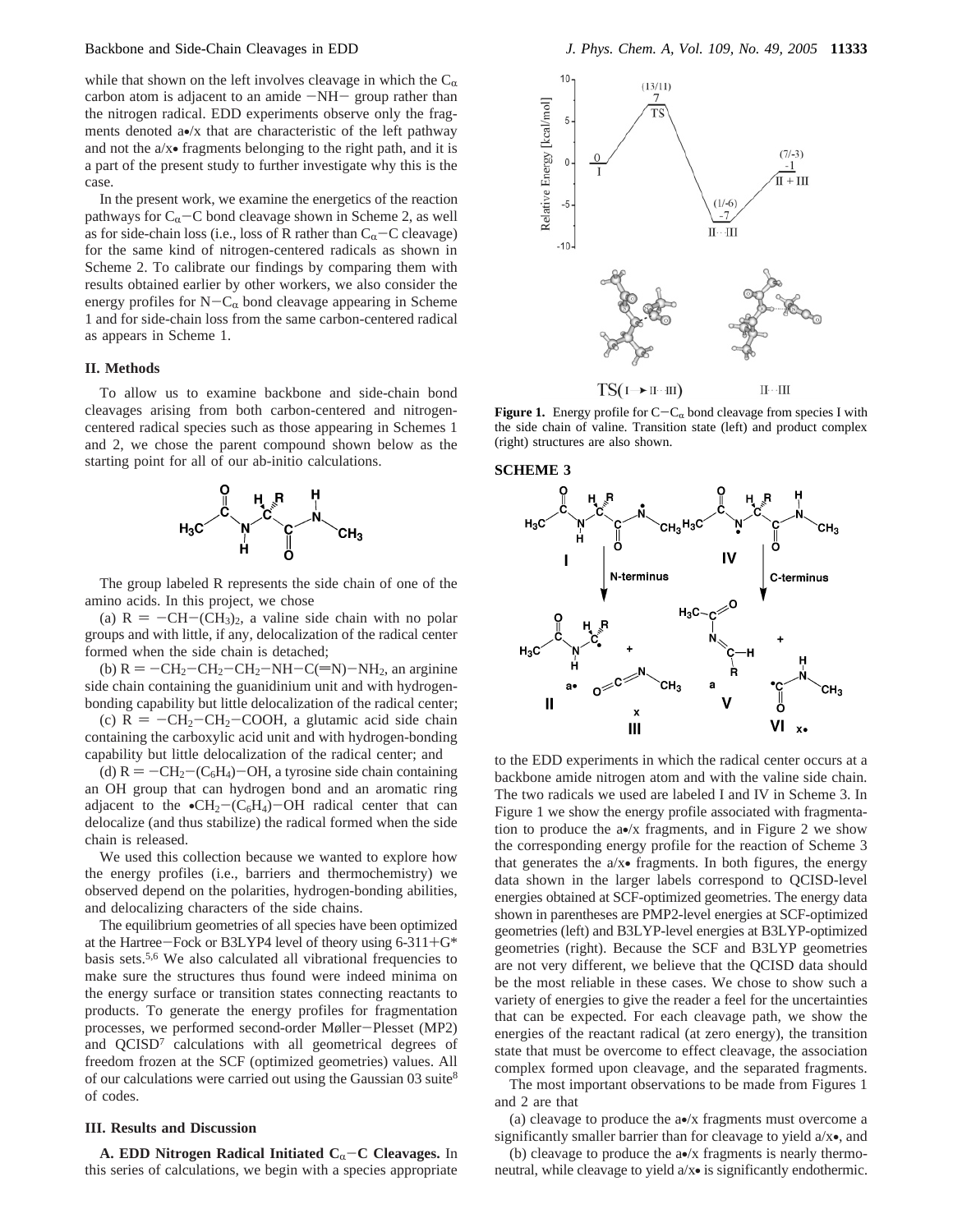while that shown on the left involves cleavage in which the $C_\alpha$ carbon atom is adjacent to an amide $-NH-$ group rather than the nitrogen radical. EDD experiments observe only the fragments denoted a•/x that are characteristic of the left pathway and not the a/x• fragments belonging to the right path, and it is a part of the present study to further investigate why this is the case.

In the present work, we examine the energetics of the reaction pathways for $C_\alpha-C$ bond cleavage shown in Scheme 2, as well as for side-chain loss (i.e., loss of R rather than $C_\alpha-C$ cleavage) for the same kind of nitrogen-centered radicals as shown in Scheme 2. To calibrate our findings by comparing them with results obtained earlier by other workers, we also consider the energy profiles for $N-C_\alpha$ bond cleavage appearing in Scheme 1 and for side-chain loss from the same carbon-centered radical as appears in Scheme 1.

## II. Methods

To allow us to examine backbone and side-chain bond cleavages arising from both carbon-centered and nitrogen-centered radical species such as those appearing in Schemes 1 and 2, we chose the parent compound shown below as the starting point for all of our ab-initio calculations.

The group labeled R represents the side chain of one of the amino acids. In this project, we chose

(a) $R = -CH-(CH_3)_2$, a valine side chain with no polar groups and with little, if any, delocalization of the radical center formed when the side chain is detached;

(b) $R = -CH_2-CH_2-CH_2-NH-C(=N)-NH_2$, an arginine side chain containing the guanidinium unit and with hydrogen-bonding capability but little delocalization of the radical center;

(c) $R = -CH_2-CH_2-COOH$, a glutamic acid side chain containing the carboxylic acid unit and with hydrogen-bonding capability but little delocalization of the radical center; and

(d) $R = -CH_2-(C_6H_4)-OH$, a tyrosine side chain containing an OH group that can hydrogen bond and an aromatic ring adjacent to the $\bullet CH_2-(C_6H_4)-OH$ radical center that can delocalize (and thus stabilize) the radical formed when the side chain is released.

We used this collection because we wanted to explore how the energy profiles (i.e., barriers and thermochemistry) we observed depend on the polarities, hydrogen-bonding abilities, and delocalizing characters of the side chains.

The equilibrium geometries of all species have been optimized at the Hartree–Fock or B3LYP4 level of theory using 6-311+G* basis sets.[5,6] We also calculated all vibrational frequencies to make sure the structures thus found were indeed minima on the energy surface or transition states connecting reactants to products. To generate the energy profiles for fragmentation processes, we performed second-order Møller–Plesset (MP2) and QCISD[7] calculations with all geometrical degrees of freedom frozen at the SCF (optimized geometries) values. All of our calculations were carried out using the Gaussian 03 suite[8] of codes.

## III. Results and Discussion

**A. EDD Nitrogen Radical Initiated $C_\alpha-C$ Cleavages.** In this series of calculations, we begin with a species appropriate to the EDD experiments in which the radical center occurs at a backbone amide nitrogen atom and with the valine side chain. The two radicals we used are labeled I and IV in Scheme 3. In Figure 1 we show the energy profile associated with fragmentation to produce the a•/x fragments, and in Figure 2 we show the corresponding energy profile for the reaction of Scheme 3 that generates the a/x• fragments. In both figures, the energy data shown in the larger labels correspond to QCISD-level energies obtained at SCF-optimized geometries. The energy data shown in parentheses are PMP2-level energies at SCF-optimized geometries (left) and B3LYP-level energies at B3LYP-optimized geometries (right). Because the SCF and B3LYP geometries are not very different, we believe that the QCISD data should be the most reliable in these cases. We chose to show such a variety of energies to give the reader a feel for the uncertainties that can be expected. For each cleavage path, we show the energies of the reactant radical (at zero energy), the transition state that must be overcome to effect cleavage, the association complex formed upon cleavage, and the separated fragments.

**Figure 1.** Energy profile for $C-C_\alpha$ bond cleavage from species I with the side chain of valine. Transition state (left) and product complex (right) structures are also shown.

**SCHEME 3**

The most important observations to be made from Figures 1 and 2 are that

(a) cleavage to produce the a•/x fragments must overcome a significantly smaller barrier than for cleavage to yield a/x•, and

(b) cleavage to produce the a•/x fragments is nearly thermoneutral, while cleavage to yield a/x• is significantly endothermic.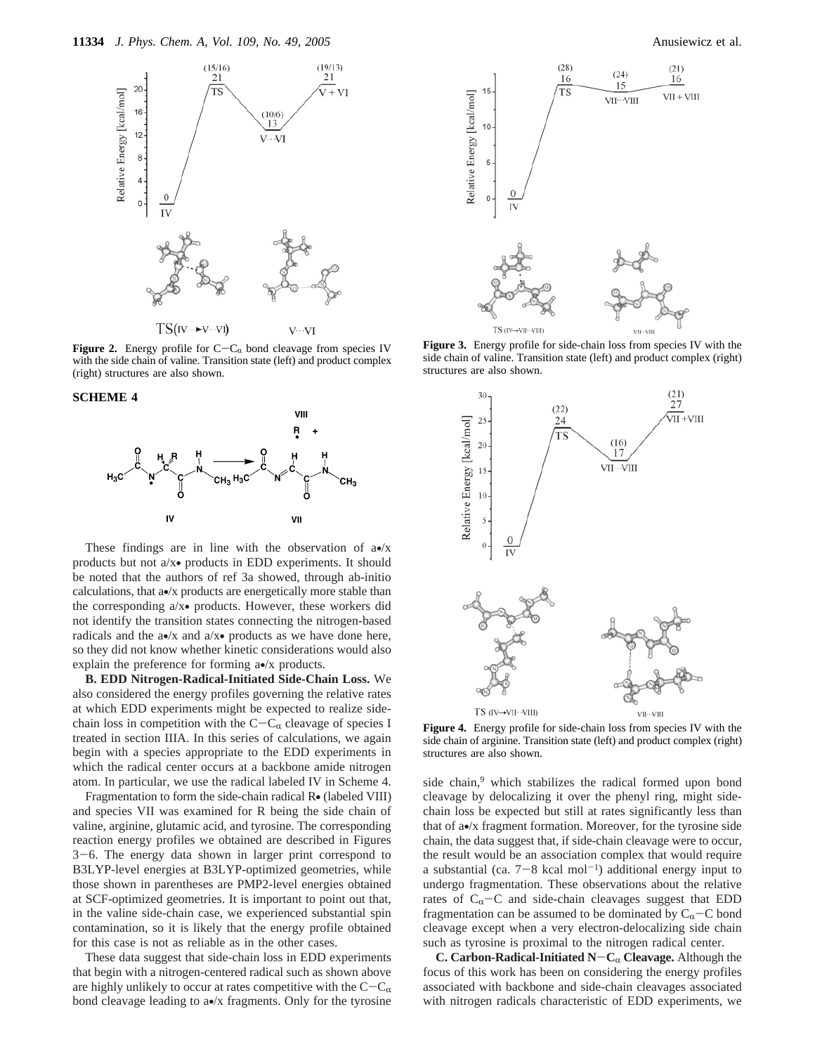**Figure 2.** Energy profile for C−$C_\alpha$ bond cleavage from species IV with the side chain of valine. Transition state (left) and product complex (right) structures are also shown.

**SCHEME 4**

These findings are in line with the observation of a•/x products but not a/x• products in EDD experiments. It should be noted that the authors of ref 3a showed, through ab-initio calculations, that a•/x products are energetically more stable than the corresponding a/x• products. However, these workers did not identify the transition states connecting the nitrogen-based radicals and the a•/x and a/x• products as we have done here, so they did not know whether kinetic considerations would also explain the preference for forming a•/x products.

**B. EDD Nitrogen-Radical-Initiated Side-Chain Loss.** We also considered the energy profiles governing the relative rates at which EDD experiments might be expected to realize side-chain loss in competition with the C−$C_\alpha$ cleavage of species I treated in section IIIA. In this series of calculations, we again begin with a species appropriate to the EDD experiments in which the radical center occurs at a backbone amide nitrogen atom. In particular, we use the radical labeled IV in Scheme 4.

Fragmentation to form the side-chain radical R• (labeled VIII) and species VII was examined for R being the side chain of valine, arginine, glutamic acid, and tyrosine. The corresponding reaction energy profiles we obtained are described in Figures 3−6. The energy data shown in larger print correspond to B3LYP-level energies at B3LYP-optimized geometries, while those shown in parentheses are PMP2-level energies obtained at SCF-optimized geometries. It is important to point out that, in the valine side-chain case, we experienced substantial spin contamination, so it is likely that the energy profile obtained for this case is not as reliable as in the other cases.

These data suggest that side-chain loss in EDD experiments that begin with a nitrogen-centered radical such as shown above are highly unlikely to occur at rates competitive with the C−$C_\alpha$ bond cleavage leading to a•/x fragments. Only for the tyrosine side chain,[9] which stabilizes the radical formed upon bond cleavage by delocalizing it over the phenyl ring, might side-chain loss be expected but still at rates significantly less than that of a•/x fragment formation. Moreover, for the tyrosine side chain, the data suggest that, if side-chain cleavage were to occur, the result would be an association complex that would require a substantial (ca. 7−8 kcal $mol^{-1}$) additional energy input to undergo fragmentation. These observations about the relative rates of $C_\alpha$−C and side-chain cleavages suggest that EDD fragmentation can be assumed to be dominated by $C_\alpha$−C bond cleavage except when a very electron-delocalizing side chain such as tyrosine is proximal to the nitrogen radical center.

**C. Carbon-Radical-Initiated N−$C_\alpha$ Cleavage.** Although the focus of this work has been on considering the energy profiles associated with backbone and side-chain cleavages associated with nitrogen radicals characteristic of EDD experiments, we

**Figure 3.** Energy profile for side-chain loss from species IV with the side chain of valine. Transition state (left) and product complex (right) structures are also shown.

**Figure 4.** Energy profile for side-chain loss from species IV with the side chain of arginine. Transition state (left) and product complex (right) structures are also shown.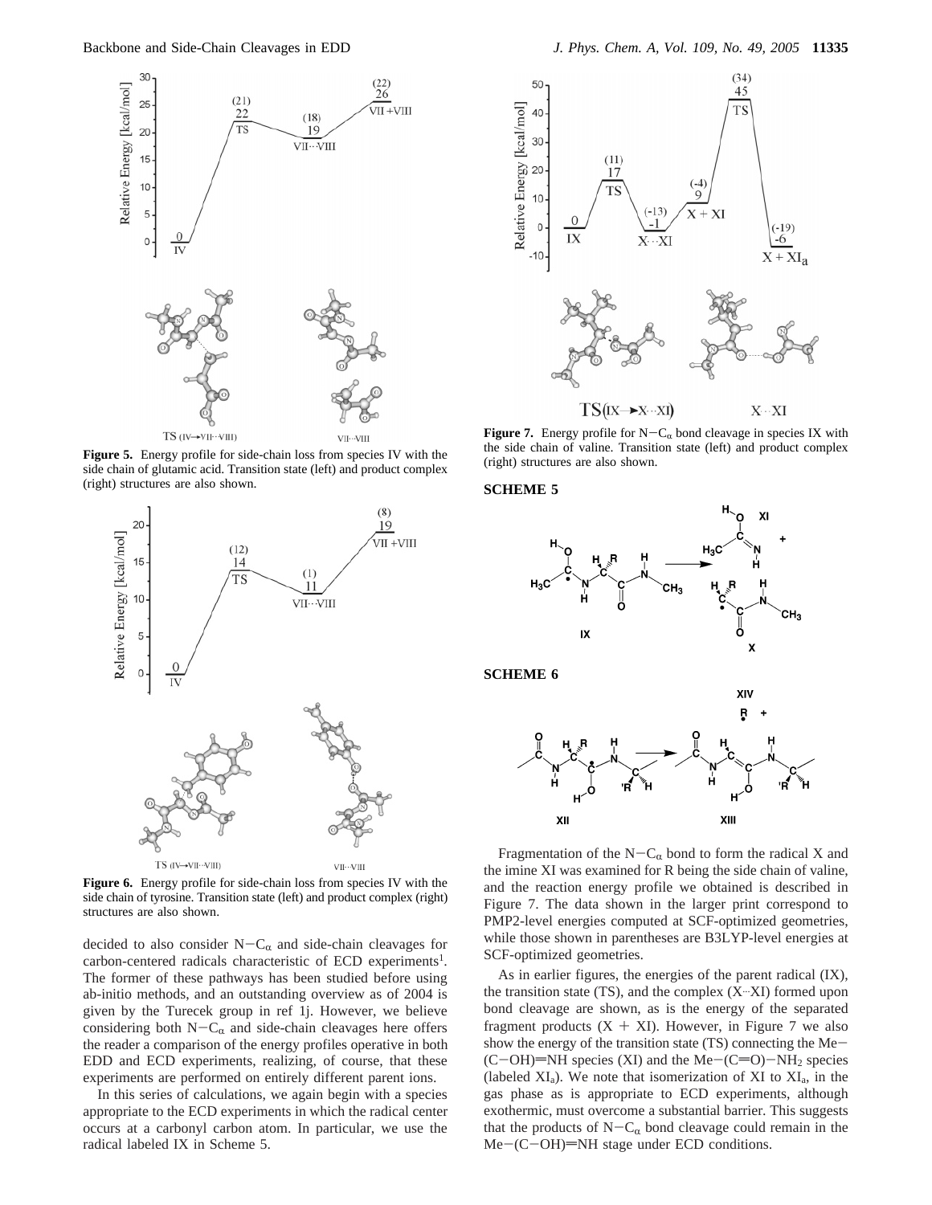**Figure 5.** Energy profile for side-chain loss from species IV with the side chain of glutamic acid. Transition state (left) and product complex (right) structures are also shown.

**Figure 6.** Energy profile for side-chain loss from species IV with the side chain of tyrosine. Transition state (left) and product complex (right) structures are also shown.

decided to also consider N−$C_\alpha$ and side-chain cleavages for carbon-centered radicals characteristic of ECD experiments[1]. The former of these pathways has been studied before using ab-initio methods, and an outstanding overview as of 2004 is given by the Turecek group in ref 1j. However, we believe considering both N−$C_\alpha$ and side-chain cleavages here offers the reader a comparison of the energy profiles operative in both EDD and ECD experiments, realizing, of course, that these experiments are performed on entirely different parent ions.

In this series of calculations, we again begin with a species appropriate to the ECD experiments in which the radical center occurs at a carbonyl carbon atom. In particular, we use the radical labeled IX in Scheme 5.

**Figure 7.** Energy profile for N−$C_\alpha$ bond cleavage in species IX with the side chain of valine. Transition state (left) and product complex (right) structures are also shown.

**SCHEME 5**

**SCHEME 6**

Fragmentation of the N−$C_\alpha$ bond to form the radical X and the imine XI was examined for R being the side chain of valine, and the reaction energy profile we obtained is described in Figure 7. The data shown in the larger print correspond to PMP2-level energies computed at SCF-optimized geometries, while those shown in parentheses are B3LYP-level energies at SCF-optimized geometries.

As in earlier figures, the energies of the parent radical (IX), the transition state (TS), and the complex (X···XI) formed upon bond cleavage are shown, as is the energy of the separated fragment products (X + XI). However, in Figure 7 we also show the energy of the transition state (TS) connecting the Me−(C−OH)═NH species (XI) and the Me−(C═O)−$NH_2$ species (labeled $XI_a$). We note that isomerization of XI to $XI_a$, in the gas phase as is appropriate to ECD experiments, although exothermic, must overcome a substantial barrier. This suggests that the products of N−$C_\alpha$ bond cleavage could remain in the Me−(C−OH)═NH stage under ECD conditions.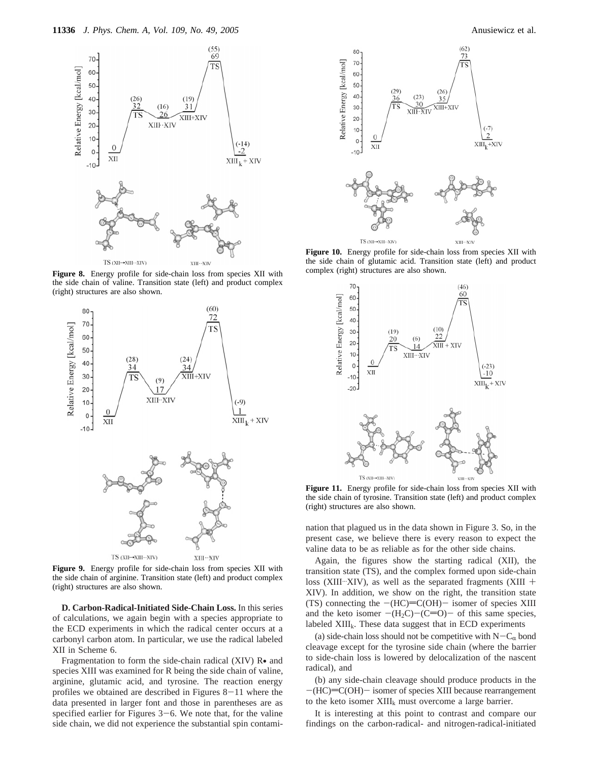**Figure 8.** Energy profile for side-chain loss from species XII with the side chain of valine. Transition state (left) and product complex (right) structures are also shown.

**Figure 9.** Energy profile for side-chain loss from species XII with the side chain of arginine. Transition state (left) and product complex (right) structures are also shown.

**D. Carbon-Radical-Initiated Side-Chain Loss.** In this series of calculations, we again begin with a species appropriate to the ECD experiments in which the radical center occurs at a carbonyl carbon atom. In particular, we use the radical labeled XII in Scheme 6.

Fragmentation to form the side-chain radical (XIV) R• and species XIII was examined for R being the side chain of valine, arginine, glutamic acid, and tyrosine. The reaction energy profiles we obtained are described in Figures 8−11 where the data presented in larger font and those in parentheses are as specified earlier for Figures 3−6. We note that, for the valine side chain, we did not experience the substantial spin contamination that plagued us in the data shown in Figure 3. So, in the present case, we believe there is every reason to expect the valine data to be as reliable as for the other side chains.

**Figure 10.** Energy profile for side-chain loss from species XII with the side chain of glutamic acid. Transition state (left) and product complex (right) structures are also shown.

**Figure 11.** Energy profile for side-chain loss from species XII with the side chain of tyrosine. Transition state (left) and product complex (right) structures are also shown.

Again, the figures show the starting radical (XII), the transition state (TS), and the complex formed upon side-chain loss (XIII···XIV), as well as the separated fragments (XIII + XIV). In addition, we show on the right, the transition state (TS) connecting the −(HC)=C(OH)− isomer of species XIII and the keto isomer −($H_2$C)−(C=O)− of this same species, labeled $XIII_k$. These data suggest that in ECD experiments

(a) side-chain loss should not be competitive with N−$C_\alpha$ bond cleavage except for the tyrosine side chain (where the barrier to side-chain loss is lowered by delocalization of the nascent radical), and

(b) any side-chain cleavage should produce products in the −(HC)=C(OH)− isomer of species XIII because rearrangement to the keto isomer $XIII_k$ must overcome a large barrier.

It is interesting at this point to contrast and compare our findings on the carbon-radical- and nitrogen-radical-initiated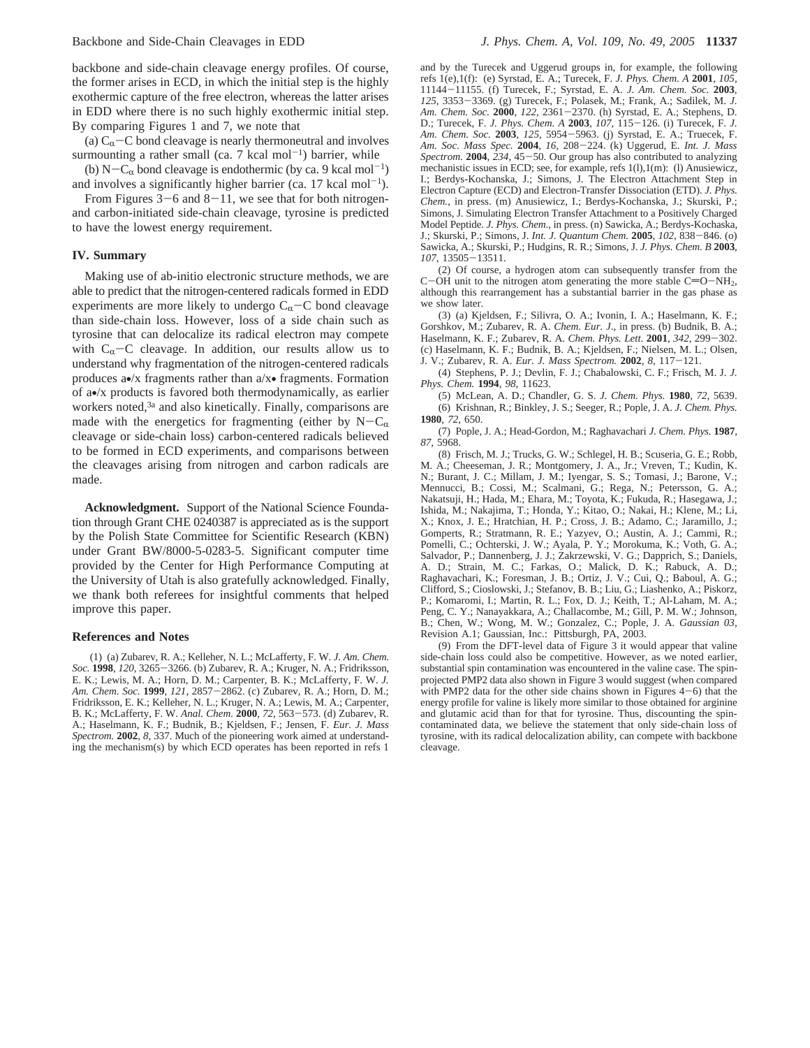backbone and side-chain cleavage energy profiles. Of course, the former arises in ECD, in which the initial step is the highly exothermic capture of the free electron, whereas the latter arises in EDD where there is no such highly exothermic initial step. By comparing Figures 1 and 7, we note that

(a) $C_\alpha$−C bond cleavage is nearly thermoneutral and involves surmounting a rather small (ca. 7 kcal mol$^{-1}$) barrier, while

(b) N−$C_\alpha$ bond cleavage is endothermic (by ca. 9 kcal mol$^{-1}$) and involves a significantly higher barrier (ca. 17 kcal mol$^{-1}$).

From Figures 3−6 and 8−11, we see that for both nitrogen- and carbon-initiated side-chain cleavage, tyrosine is predicted to have the lowest energy requirement.

## IV. Summary

Making use of ab-initio electronic structure methods, we are able to predict that the nitrogen-centered radicals formed in EDD experiments are more likely to undergo $C_\alpha$−C bond cleavage than side-chain loss. However, loss of a side chain such as tyrosine that can delocalize its radical electron may compete with $C_\alpha$−C cleavage. In addition, our results allow us to understand why fragmentation of the nitrogen-centered radicals produces a•/x fragments rather than a/x• fragments. Formation of a•/x products is favored both thermodynamically, as earlier workers noted,[3a] and also kinetically. Finally, comparisons are made with the energetics for fragmenting (either by N−$C_\alpha$ cleavage or side-chain loss) carbon-centered radicals believed to be formed in ECD experiments, and comparisons between the cleavages arising from nitrogen and carbon radicals are made.

**Acknowledgment.** Support of the National Science Foundation through Grant CHE 0240387 is appreciated as is the support by the Polish State Committee for Scientific Research (KBN) under Grant BW/8000-5-0283-5. Significant computer time provided by the Center for High Performance Computing at the University of Utah is also gratefully acknowledged. Finally, we thank both referees for insightful comments that helped improve this paper.

## References and Notes

(1) (a) Zubarev, R. A.; Kelleher, N. L.; McLafferty, F. W. *J. Am. Chem. Soc.* **1998**, *120*, 3265−3266. (b) Zubarev, R. A.; Kruger, N. A.; Fridriksson, E. K.; Lewis, M. A.; Horn, D. M.; Carpenter, B. K.; McLafferty, F. W. *J. Am. Chem. Soc.* **1999**, *121*, 2857−2862. (c) Zubarev, R. A.; Horn, D. M.; Fridriksson, E. K.; Kelleher, N. L.; Kruger, N. A.; Lewis, M. A.; Carpenter, B. K.; McLafferty, F. W. *Anal. Chem.* **2000**, *72*, 563−573. (d) Zubarev, R. A.; Haselmann, K. F.; Budnik, B.; Kjeldsen, F.; Jensen, F. *Eur. J. Mass Spectrom.* **2002**, *8*, 337. Much of the pioneering work aimed at understanding the mechanism(s) by which ECD operates has been reported in refs 1 and by the Turecek and Uggerud groups in, for example, the following refs 1(e),1(f): (e) Syrstad, E. A.; Turecek, F. *J. Phys. Chem. A* **2001**, *105*, 11144−11155. (f) Turecek, F.; Syrstad, E. A. *J. Am. Chem. Soc.* **2003**, *125*, 3353−3369. (g) Turecek, F.; Polasek, M.; Frank, A.; Sadilek, M. *J. Am. Chem. Soc.* **2000**, *122*, 2361−2370. (h) Syrstad, E. A.; Stephens, D. D.; Turecek, F. *J. Phys. Chem. A* **2003**, *107*, 115−126. (i) Turecek, F. *J. Am. Chem. Soc.* **2003**, *125*, 5954−5963. (j) Syrstad, E. A.; Truecek, F. *Am. Soc. Mass Spec.* **2004**, *16*, 208−224. (k) Uggerud, E. *Int. J. Mass Spectrom.* **2004**, *234*, 45−50. Our group has also contributed to analyzing mechanistic issues in ECD; see, for example, refs 1(l),1(m): (l) Anusiewicz, I.; Berdys-Kochanska, J.; Simons, J. The Electron Attachment Step in Electron Capture (ECD) and Electron-Transfer Dissociation (ETD). *J. Phys. Chem.*, in press. (m) Anusiewicz, I.; Berdys-Kochanska, J.; Skurski, P.; Simons, J. Simulating Electron Transfer Attachment to a Positively Charged Model Peptide. *J. Phys. Chem.*, in press. (n) Sawicka, A.; Berdys-Kochaska, J.; Skurski, P.; Simons, J. *Int. J. Quantum Chem.* **2005**, *102*, 838−846. (o) Sawicka, A.; Skurski, P.; Hudgins, R. R.; Simons, J. *J. Phys. Chem. B* **2003**, *107*, 13505−13511.

(2) Of course, a hydrogen atom can subsequently transfer from the C−OH unit to the nitrogen atom generating the more stable C=O−$NH_2$, although this rearrangement has a substantial barrier in the gas phase as we show later.

(3) (a) Kjeldsen, F.; Silivra, O. A.; Ivonin, I. A.; Haselmann, K. F.; Gorshkov, M.; Zubarev, R. A. *Chem. Eur. J*., in press. (b) Budnik, B. A.; Haselmann, K. F.; Zubarev, R. A. *Chem. Phys. Lett.* **2001**, *342*, 299−302. (c) Haselmann, K. F.; Budnik, B. A.; Kjeldsen, F.; Nielsen, M. L.; Olsen, J. V.; Zubarev, R. A. *Eur. J. Mass Spectrom.* **2002**, *8*, 117−121.

(4) Stephens, P. J.; Devlin, F. J.; Chabalowski, C. F.; Frisch, M. J. *J. Phys. Chem.* **1994**, *98*, 11623.

(5) McLean, A. D.; Chandler, G. S. *J. Chem. Phys.* **1980**, *72*, 5639.

(6) Krishnan, R.; Binkley, J. S.; Seeger, R.; Pople, J. A. *J. Chem. Phys.* **1980**, *72*, 650.

(7) Pople, J. A.; Head-Gordon, M.; Raghavachari *J. Chem. Phys.* **1987**, *87*, 5968.

(8) Frisch, M. J.; Trucks, G. W.; Schlegel, H. B.; Scuseria, G. E.; Robb, M. A.; Cheeseman, J. R.; Montgomery, J. A., Jr.; Vreven, T.; Kudin, K. N.; Burant, J. C.; Millam, J. M.; Iyengar, S. S.; Tomasi, J.; Barone, V.; Mennucci, B.; Cossi, M.; Scalmani, G.; Rega, N.; Petersson, G. A.; Nakatsuji, H.; Hada, M.; Ehara, M.; Toyota, K.; Fukuda, R.; Hasegawa, J.; Ishida, M.; Nakajima, T.; Honda, Y.; Kitao, O.; Nakai, H.; Klene, M.; Li, X.; Knox, J. E.; Hratchian, H. P.; Cross, J. B.; Adamo, C.; Jaramillo, J.; Gomperts, R.; Stratmann, R. E.; Yazyev, O.; Austin, A. J.; Cammi, R.; Pomelli, C.; Ochterski, J. W.; Ayala, P. Y.; Morokuma, K.; Voth, G. A.; Salvador, P.; Dannenberg, J. J.; Zakrzewski, V. G.; Dapprich, S.; Daniels, A. D.; Strain, M. C.; Farkas, O.; Malick, D. K.; Rabuck, A. D.; Raghavachari, K.; Foresman, J. B.; Ortiz, J. V.; Cui, Q.; Baboul, A. G.; Clifford, S.; Cioslowski, J.; Stefanov, B. B.; Liu, G.; Liashenko, A.; Piskorz, P.; Komaromi, I.; Martin, R. L.; Fox, D. J.; Keith, T.; Al-Laham, M. A.; Peng, C. Y.; Nanayakkara, A.; Challacombe, M.; Gill, P. M. W.; Johnson, B.; Chen, W.; Wong, M. W.; Gonzalez, C.; Pople, J. A. *Gaussian 03*, Revision A.1; Gaussian, Inc.: Pittsburgh, PA, 2003.

(9) From the DFT-level data of Figure 3 it would appear that valine side-chain loss could also be competitive. However, as we noted earlier, substantial spin contamination was encountered in the valine case. The spin-projected PMP2 data also shown in Figure 3 would suggest (when compared with PMP2 data for the other side chains shown in Figures 4−6) that the energy profile for valine is likely more similar to those obtained for arginine and glutamic acid than for that for tyrosine. Thus, discounting the spin-contaminated data, we believe the statement that only side-chain loss of tyrosine, with its radical delocalization ability, can compete with backbone cleavage.